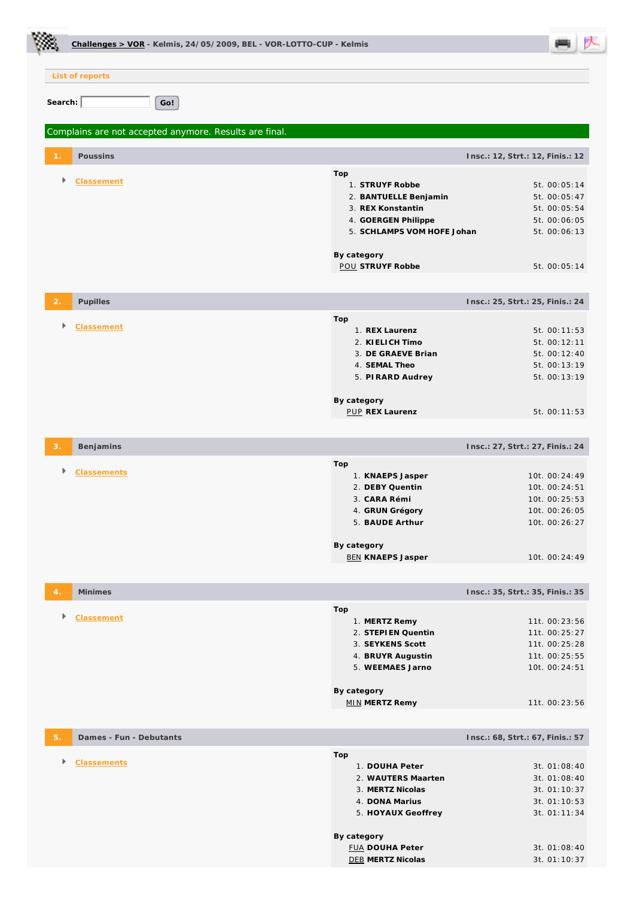**Challenges > VOR** - Kelmis, 24/05/2009, BEL - VOR-LOTTO-CUP - Kelmis

List of reports

Search: Go!

Complains are not accepted anymore. Results are final.

## 1. Poussins

Insc.: 12, Strt.: 12, Finis.: 12

- Classement

**Top**

| | | |
|---|---|---|
| 1. | **STRUYF Robbe** | 5t. 00:05:14 |
| 2. | **BANTUELLE Benjamin** | 5t. 00:05:47 |
| 3. | **REX Konstantin** | 5t. 00:05:54 |
| 4. | **GOERGEN Philippe** | 5t. 00:06:05 |
| 5. | **SCHLAMPS VOM HOFE Johan** | 5t. 00:06:13 |

**By category**

| | | |
|---|---|---|
| POU | **STRUYF Robbe** | 5t. 00:05:14 |

## 2. Pupilles

Insc.: 25, Strt.: 25, Finis.: 24

- Classement

**Top**

| | | |
|---|---|---|
| 1. | **REX Laurenz** | 5t. 00:11:53 |
| 2. | **KIELICH Timo** | 5t. 00:12:11 |
| 3. | **DE GRAEVE Brian** | 5t. 00:12:40 |
| 4. | **SEMAL Theo** | 5t. 00:13:19 |
| 5. | **PIRARD Audrey** | 5t. 00:13:19 |

**By category**

| | | |
|---|---|---|
| PUP | **REX Laurenz** | 5t. 00:11:53 |

## 3. Benjamins

Insc.: 27, Strt.: 27, Finis.: 24

- Classements

**Top**

| | | |
|---|---|---|
| 1. | **KNAEPS Jasper** | 10t. 00:24:49 |
| 2. | **DEBY Quentin** | 10t. 00:24:51 |
| 3. | **CARA Rémi** | 10t. 00:25:53 |
| 4. | **GRUN Grégory** | 10t. 00:26:05 |
| 5. | **BAUDE Arthur** | 10t. 00:26:27 |

**By category**

| | | |
|---|---|---|
| BEN | **KNAEPS Jasper** | 10t. 00:24:49 |

## 4. Minimes

Insc.: 35, Strt.: 35, Finis.: 35

- Classement

**Top**

| | | |
|---|---|---|
| 1. | **MERTZ Remy** | 11t. 00:23:56 |
| 2. | **STEPIEN Quentin** | 11t. 00:25:27 |
| 3. | **SEYKENS Scott** | 11t. 00:25:28 |
| 4. | **BRUYR Augustin** | 11t. 00:25:55 |
| 5. | **WEEMAES Jarno** | 10t. 00:24:51 |

**By category**

| | | |
|---|---|---|
| MIN | **MERTZ Remy** | 11t. 00:23:56 |

## 5. Dames - Fun - Debutants

Insc.: 68, Strt.: 67, Finis.: 57

- Classements

**Top**

| | | |
|---|---|---|
| 1. | **DOUHA Peter** | 3t. 01:08:40 |
| 2. | **WAUTERS Maarten** | 3t. 01:08:40 |
| 3. | **MERTZ Nicolas** | 3t. 01:10:37 |
| 4. | **DONA Marius** | 3t. 01:10:53 |
| 5. | **HOYAUX Geoffrey** | 3t. 01:11:34 |

**By category**

| | | |
|---|---|---|
| FUA | **DOUHA Peter** | 3t. 01:08:40 |
| DEB | **MERTZ Nicolas** | 3t. 01:10:37 |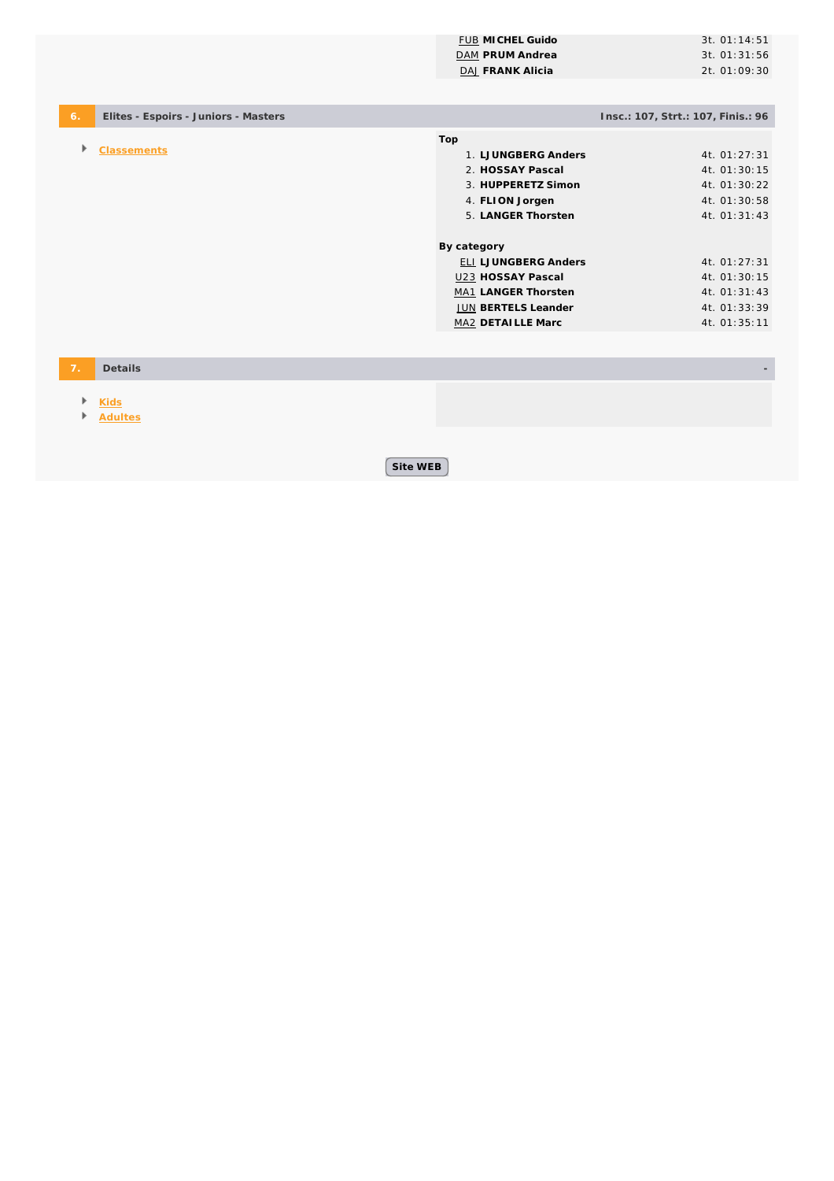| | | |
|---|---|---|
| FUB | **MICHEL Guido** | 3t. 01:14:51 |
| DAM | **PRUM Andrea** | 3t. 01:31:56 |
| DAJ | **FRANK Alicia** | 2t. 01:09:30 |

## 6. Elites - Espoirs - Juniors - Masters

**Insc.: 107, Strt.: 107, Finis.: 96**

- Classements

**Top**

| | | |
|---|---|---|
| 1. | **LJUNGBERG Anders** | 4t. 01:27:31 |
| 2. | **HOSSAY Pascal** | 4t. 01:30:15 |
| 3. | **HUPPERETZ Simon** | 4t. 01:30:22 |
| 4. | **FLION Jorgen** | 4t. 01:30:58 |
| 5. | **LANGER Thorsten** | 4t. 01:31:43 |

**By category**

| | | |
|---|---|---|
| ELI | **LJUNGBERG Anders** | 4t. 01:27:31 |
| U23 | **HOSSAY Pascal** | 4t. 01:30:15 |
| MA1 | **LANGER Thorsten** | 4t. 01:31:43 |
| JUN | **BERTELS Leander** | 4t. 01:33:39 |
| MA2 | **DETAILLE Marc** | 4t. 01:35:11 |

## 7. Details

-

- Kids
- Adultes

Site WEB